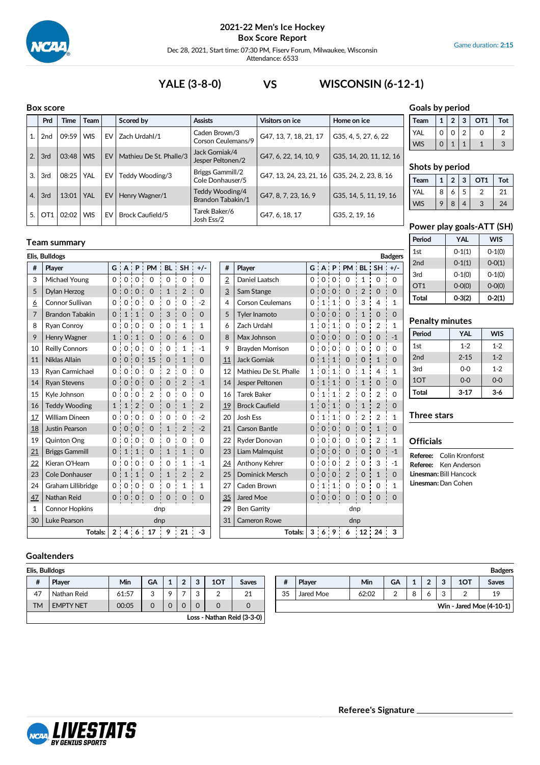# 2021-22 Men's Ice Hockey
## Box Score Report

Dec 28, 2021, Start time: 07:30 PM, Fiserv Forum, Milwaukee, Wisconsin
Attendance: 6533

Game duration: **2:15**

# YALE (3-8-0) VS WISCONSIN (6-12-1)

## Box score

| | Prd | Time | Team | | Scored by | Assists | Visitors on ice | Home on ice |
|---|---|---|---|---|---|---|---|---|
| 1. | 2nd | 09:59 | WIS | EV | Zach Urdahl/1 | Caden Brown/3<br>Corson Ceulemans/9 | G47, 13, 7, 18, 21, 17 | G35, 4, 5, 27, 6, 22 |
| 2. | 3rd | 03:48 | WIS | EV | Mathieu De St. Phalle/3 | Jack Gorniak/4<br>Jesper Peltonen/2 | G47, 6, 22, 14, 10, 9 | G35, 14, 20, 11, 12, 16 |
| 3. | 3rd | 08:25 | YAL | EV | Teddy Wooding/3 | Briggs Gammill/2<br>Cole Donhauser/5 | G47, 13, 24, 23, 21, 16 | G35, 24, 2, 23, 8, 16 |
| 4. | 3rd | 13:01 | YAL | EV | Henry Wagner/1 | Teddy Wooding/4<br>Brandon Tabakin/1 | G47, 8, 7, 23, 16, 9 | G35, 14, 5, 11, 19, 16 |
| 5. | OT1 | 02:02 | WIS | EV | Brock Caufield/5 | Tarek Baker/6<br>Josh Ess/2 | G47, 6, 18, 17 | G35, 2, 19, 16 |

## Goals by period

| Team | 1 | 2 | 3 | OT1 | Tot |
|---|---|---|---|---|---|
| YAL | 0 | 0 | 2 | 0 | 2 |
| WIS | 0 | 1 | 1 | 1 | 3 |

## Shots by period

| Team | 1 | 2 | 3 | OT1 | Tot |
|---|---|---|---|---|---|
| YAL | 8 | 6 | 5 | 2 | 21 |
| WIS | 9 | 8 | 4 | 3 | 24 |

## Power play goals-ATT (SH)

| Period | YAL | WIS |
|---|---|---|
| 1st | 0-1(1) | 0-1(0) |
| 2nd | 0-1(1) | 0-0(1) |
| 3rd | 0-1(0) | 0-1(0) |
| OT1 | 0-0(0) | 0-0(0) |
| **Total** | **0-3(2)** | **0-2(1)** |

## Penalty minutes

| Period | YAL | WIS |
|---|---|---|
| 1st | 1-2 | 1-2 |
| 2nd | 2-15 | 1-2 |
| 3rd | 0-0 | 1-2 |
| 1OT | 0-0 | 0-0 |
| **Total** | **3-17** | **3-6** |

## Three stars

## Officials

**Referee:** Colin Kronforst
**Referee:** Ken Anderson
**Linesman:** Bill Hancock
**Linesman:** Dan Cohen

## Team summary

**Elis, Bulldogs**

| # | Player | G | A | P | PM | BL | SH | +/- |
|---|---|---|---|---|---|---|---|---|
| 3 | Michael Young | 0 | 0 | 0 | 0 | 0 | 0 | 0 |
| 5 | Dylan Herzog | 0 | 0 | 0 | 0 | 1 | 2 | 0 |
| 6 | Connor Sullivan | 0 | 0 | 0 | 0 | 0 | 0 | -2 |
| 7 | Brandon Tabakin | 0 | 1 | 1 | 0 | 3 | 0 | 0 |
| 8 | Ryan Conroy | 0 | 0 | 0 | 0 | 0 | 1 | 1 |
| 9 | Henry Wagner | 1 | 0 | 1 | 0 | 0 | 6 | 0 |
| 10 | Reilly Connors | 0 | 0 | 0 | 0 | 0 | 1 | -1 |
| 11 | Niklas Allain | 0 | 0 | 0 | 15 | 0 | 1 | 0 |
| 13 | Ryan Carmichael | 0 | 0 | 0 | 0 | 2 | 0 | 0 |
| 14 | Ryan Stevens | 0 | 0 | 0 | 0 | 0 | 2 | -1 |
| 15 | Kyle Johnson | 0 | 0 | 0 | 2 | 0 | 0 | 0 |
| 16 | Teddy Wooding | 1 | 1 | 2 | 0 | 0 | 1 | 2 |
| 17 | William Dineen | 0 | 0 | 0 | 0 | 0 | 0 | -2 |
| 18 | Justin Pearson | 0 | 0 | 0 | 0 | 1 | 2 | -2 |
| 19 | Quinton Ong | 0 | 0 | 0 | 0 | 0 | 0 | 0 |
| 21 | Briggs Gammill | 0 | 1 | 1 | 0 | 1 | 1 | 0 |
| 22 | Kieran O'Hearn | 0 | 0 | 0 | 0 | 0 | 1 | -1 |
| 23 | Cole Donhauser | 0 | 1 | 1 | 0 | 1 | 2 | 2 |
| 24 | Graham Lillibridge | 0 | 0 | 0 | 0 | 0 | 1 | 1 |
| 47 | Nathan Reid | 0 | 0 | 0 | 0 | 0 | 0 | 0 |
| 1 | Connor Hopkins | dnp | | | | | | |
| 30 | Luke Pearson | dnp | | | | | | |
| | **Totals:** | 2 | 4 | 6 | 17 | 9 | 21 | -3 |

**Badgers**

| # | Player | G | A | P | PM | BL | SH | +/- |
|---|---|---|---|---|---|---|---|---|
| 2 | Daniel Laatsch | 0 | 0 | 0 | 0 | 1 | 0 | 0 |
| 3 | Sam Stange | 0 | 0 | 0 | 0 | 2 | 0 | 0 |
| 4 | Corson Ceulemans | 0 | 1 | 1 | 0 | 3 | 4 | 1 |
| 5 | Tyler Inamoto | 0 | 0 | 0 | 0 | 1 | 0 | 0 |
| 6 | Zach Urdahl | 1 | 0 | 1 | 0 | 0 | 2 | 1 |
| 8 | Max Johnson | 0 | 0 | 0 | 0 | 0 | 0 | -1 |
| 9 | Brayden Morrison | 0 | 0 | 0 | 0 | 0 | 0 | 0 |
| 11 | Jack Gorniak | 0 | 1 | 1 | 0 | 0 | 1 | 0 |
| 12 | Mathieu De St. Phalle | 1 | 0 | 1 | 0 | 1 | 4 | 1 |
| 14 | Jesper Peltonen | 0 | 1 | 1 | 0 | 1 | 0 | 0 |
| 16 | Tarek Baker | 0 | 1 | 1 | 2 | 0 | 2 | 0 |
| 19 | Brock Caufield | 1 | 0 | 1 | 0 | 1 | 2 | 0 |
| 20 | Josh Ess | 0 | 1 | 1 | 0 | 2 | 2 | 1 |
| 21 | Carson Bantle | 0 | 0 | 0 | 0 | 0 | 1 | 0 |
| 22 | Ryder Donovan | 0 | 0 | 0 | 0 | 0 | 2 | 1 |
| 23 | Liam Malmquist | 0 | 0 | 0 | 0 | 0 | 0 | -1 |
| 24 | Anthony Kehrer | 0 | 0 | 0 | 2 | 0 | 3 | -1 |
| 25 | Dominick Mersch | 0 | 0 | 0 | 2 | 0 | 1 | 0 |
| 27 | Caden Brown | 0 | 1 | 1 | 0 | 0 | 0 | 1 |
| 35 | Jared Moe | 0 | 0 | 0 | 0 | 0 | 0 | 0 |
| 29 | Ben Garrity | dnp | | | | | | |
| 31 | Cameron Rowe | dnp | | | | | | |
| | **Totals:** | 3 | 6 | 9 | 6 | 12 | 24 | 3 |

## Goaltenders

**Elis, Bulldogs**

| # | Player | Min | GA | 1 | 2 | 3 | 1OT | Saves |
|---|---|---|---|---|---|---|---|---|
| 47 | Nathan Reid | 61:57 | 3 | 9 | 7 | 3 | 2 | 21 |
| TM | EMPTY NET | 00:05 | 0 | 0 | 0 | 0 | 0 | 0 |

Loss - Nathan Reid (3-3-0)

**Badgers**

| # | Player | Min | GA | 1 | 2 | 3 | 1OT | Saves |
|---|---|---|---|---|---|---|---|---|
| 35 | Jared Moe | 62:02 | 2 | 8 | 6 | 3 | 2 | 19 |

Win - Jared Moe (4-10-1)

**Referee's Signature** ____________________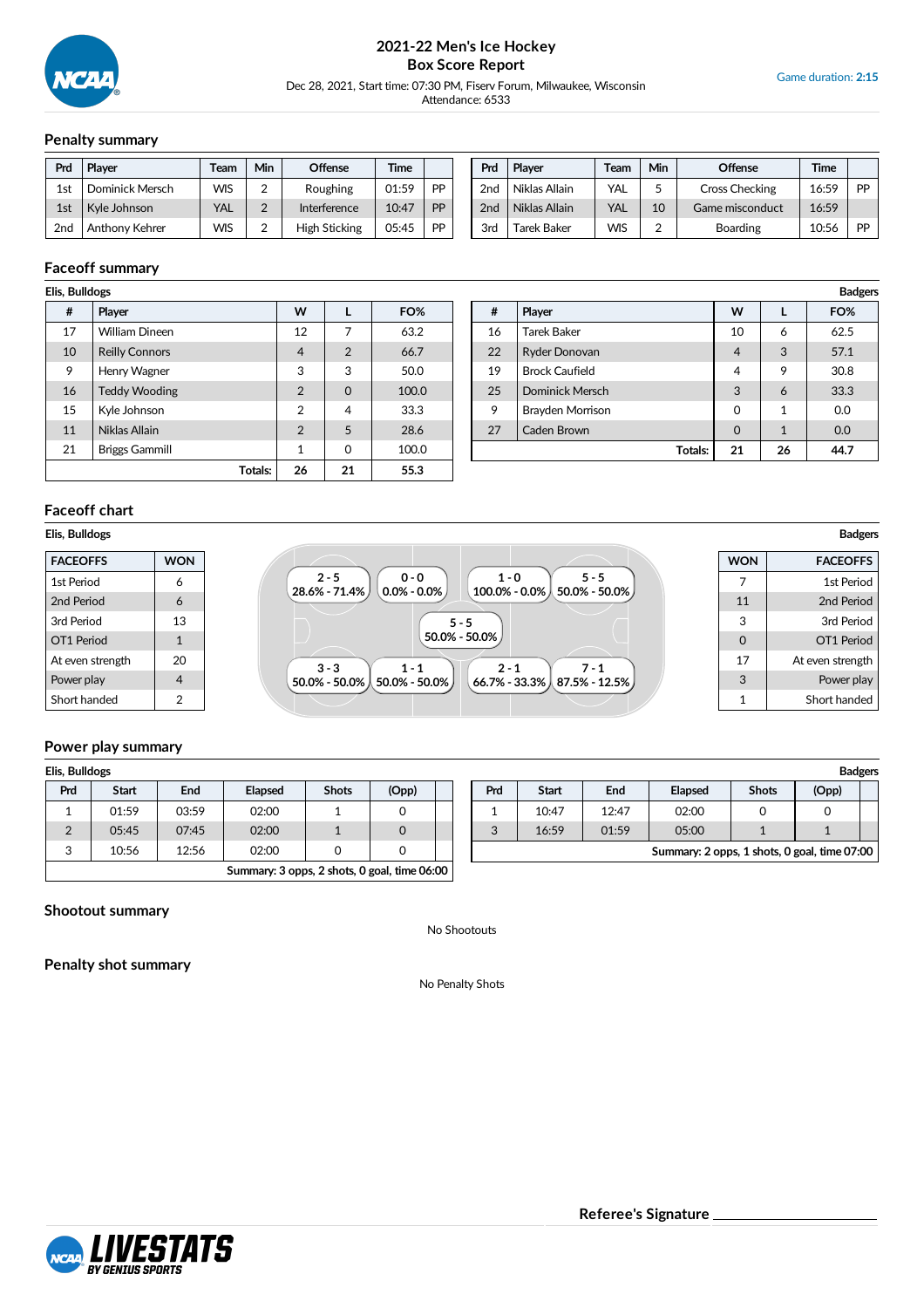# 2021-22 Men's Ice Hockey
## Box Score Report

Dec 28, 2021, Start time: 07:30 PM, Fiserv Forum, Milwaukee, Wisconsin
Attendance: 6533

Game duration: **2:15**

## Penalty summary

| Prd | Player | Team | Min | Offense | Time | |
|---|---|---|---|---|---|---|
| 1st | Dominick Mersch | WIS | 2 | Roughing | 01:59 | PP |
| 1st | Kyle Johnson | YAL | 2 | Interference | 10:47 | PP |
| 2nd | Anthony Kehrer | WIS | 2 | High Sticking | 05:45 | PP |

| Prd | Player | Team | Min | Offense | Time | |
|---|---|---|---|---|---|---|
| 2nd | Niklas Allain | YAL | 5 | Cross Checking | 16:59 | PP |
| 2nd | Niklas Allain | YAL | 10 | Game misconduct | 16:59 | |
| 3rd | Tarek Baker | WIS | 2 | Boarding | 10:56 | PP |

## Faceoff summary

**Elis, Bulldogs**

| # | Player | W | L | FO% |
|---|---|---|---|---|
| 17 | William Dineen | 12 | 7 | 63.2 |
| 10 | Reilly Connors | 4 | 2 | 66.7 |
| 9 | Henry Wagner | 3 | 3 | 50.0 |
| 16 | Teddy Wooding | 2 | 0 | 100.0 |
| 15 | Kyle Johnson | 2 | 4 | 33.3 |
| 11 | Niklas Allain | 2 | 5 | 28.6 |
| 21 | Briggs Gammill | 1 | 0 | 100.0 |
| | Totals: | 26 | 21 | 55.3 |

**Badgers**

| # | Player | W | L | FO% |
|---|---|---|---|---|
| 16 | Tarek Baker | 10 | 6 | 62.5 |
| 22 | Ryder Donovan | 4 | 3 | 57.1 |
| 19 | Brock Caufield | 4 | 9 | 30.8 |
| 25 | Dominick Mersch | 3 | 6 | 33.3 |
| 9 | Brayden Morrison | 0 | 1 | 0.0 |
| 27 | Caden Brown | 0 | 1 | 0.0 |
| | Totals: | 21 | 26 | 44.7 |

## Faceoff chart

**Elis, Bulldogs**

| FACEOFFS | WON |
|---|---|
| 1st Period | 6 |
| 2nd Period | 6 |
| 3rd Period | 13 |
| OT1 Period | 1 |
| At even strength | 20 |
| Power play | 4 |
| Short handed | 2 |

2 - 5
28.6% - 71.4%

0 - 0
0.0% - 0.0%

1 - 0
100.0% - 0.0%

5 - 5
50.0% - 50.0%

5 - 5
50.0% - 50.0%

3 - 3
50.0% - 50.0%

1 - 1
50.0% - 50.0%

2 - 1
66.7% - 33.3%

7 - 1
87.5% - 12.5%

**Badgers**

| WON | FACEOFFS |
|---|---|
| 7 | 1st Period |
| 11 | 2nd Period |
| 3 | 3rd Period |
| 0 | OT1 Period |
| 17 | At even strength |
| 3 | Power play |
| 1 | Short handed |

## Power play summary

**Elis, Bulldogs**

| Prd | Start | End | Elapsed | Shots | (Opp) |
|---|---|---|---|---|---|
| 1 | 01:59 | 03:59 | 02:00 | 1 | 0 |
| 2 | 05:45 | 07:45 | 02:00 | 1 | 0 |
| 3 | 10:56 | 12:56 | 02:00 | 0 | 0 |

Summary: 3 opps, 2 shots, 0 goal, time 06:00

**Badgers**

| Prd | Start | End | Elapsed | Shots | (Opp) |
|---|---|---|---|---|---|
| 1 | 10:47 | 12:47 | 02:00 | 0 | 0 |
| 3 | 16:59 | 01:59 | 05:00 | 1 | 1 |

Summary: 2 opps, 1 shots, 0 goal, time 07:00

## Shootout summary

No Shootouts

## Penalty shot summary

No Penalty Shots

**Referee's Signature** ____________________